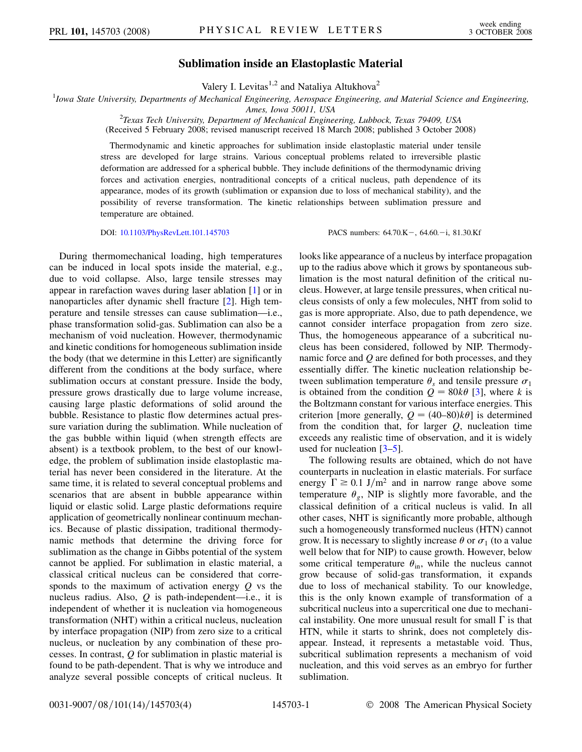# Sublimation inside an Elastoplastic Material

Valery I. Levitas[1,2] and Nataliya Altukhova[2]

[1]*Iowa State University, Departments of Mechanical Engineering, Aerospace Engineering, and Material Science and Engineering, Ames, Iowa 50011, USA*

[2]*Texas Tech University, Department of Mechanical Engineering, Lubbock, Texas 79409, USA*

(Received 5 February 2008; revised manuscript received 18 March 2008; published 3 October 2008)

Thermodynamic and kinetic approaches for sublimation inside elastoplastic material under tensile stress are developed for large strains. Various conceptual problems related to irreversible plastic deformation are addressed for a spherical bubble. They include definitions of the thermodynamic driving forces and activation energies, nontraditional concepts of a critical nucleus, path dependence of its appearance, modes of its growth (sublimation or expansion due to loss of mechanical stability), and the possibility of reverse transformation. The kinetic relationships between sublimation pressure and temperature are obtained.

DOI: 10.1103/PhysRevLett.101.145703

PACS numbers: 64.70.K−, 64.60.−i, 81.30.Kf

During thermomechanical loading, high temperatures can be induced in local spots inside the material, e.g., due to void collapse. Also, large tensile stresses may appear in rarefaction waves during laser ablation [1] or in nanoparticles after dynamic shell fracture [2]. High temperature and tensile stresses can cause sublimation—i.e., phase transformation solid-gas. Sublimation can also be a mechanism of void nucleation. However, thermodynamic and kinetic conditions for homogeneous sublimation inside the body (that we determine in this Letter) are significantly different from the conditions at the body surface, where sublimation occurs at constant pressure. Inside the body, pressure grows drastically due to large volume increase, causing large plastic deformations of solid around the bubble. Resistance to plastic flow determines actual pressure variation during the sublimation. While nucleation of the gas bubble within liquid (when strength effects are absent) is a textbook problem, to the best of our knowledge, the problem of sublimation inside elastoplastic material has never been considered in the literature. At the same time, it is related to several conceptual problems and scenarios that are absent in bubble appearance within liquid or elastic solid. Large plastic deformations require application of geometrically nonlinear continuum mechanics. Because of plastic dissipation, traditional thermodynamic methods that determine the driving force for sublimation as the change in Gibbs potential of the system cannot be applied. For sublimation in elastic material, a classical critical nucleus can be considered that corresponds to the maximum of activation energy $Q$ vs the nucleus radius. Also, $Q$ is path-independent—i.e., it is independent of whether it is nucleation via homogeneous transformation (NHT) within a critical nucleus, nucleation by interface propagation (NIP) from zero size to a critical nucleus, or nucleation by any combination of these processes. In contrast, $Q$ for sublimation in plastic material is found to be path-dependent. That is why we introduce and analyze several possible concepts of critical nucleus. It looks like appearance of a nucleus by interface propagation up to the radius above which it grows by spontaneous sublimation is the most natural definition of the critical nucleus. However, at large tensile pressures, when critical nucleus consists of only a few molecules, NHT from solid to gas is more appropriate. Also, due to path dependence, we cannot consider interface propagation from zero size. Thus, the homogeneous appearance of a subcritical nucleus has been considered, followed by NIP. Thermodynamic force and $Q$ are defined for both processes, and they essentially differ. The kinetic nucleation relationship between sublimation temperature $\theta_s$ and tensile pressure $\sigma_1$ is obtained from the condition $Q = 80k\theta$ [3], where $k$ is the Boltzmann constant for various interface energies. This criterion [more generally, $Q = (40\text{–}80)k\theta$] is determined from the condition that, for larger $Q$, nucleation time exceeds any realistic time of observation, and it is widely used for nucleation [3–5].

The following results are obtained, which do not have counterparts in nucleation in elastic materials. For surface energy $\Gamma \geq 0.1\ \text{J/m}^2$ and in narrow range above some temperature $\theta_g$, NIP is slightly more favorable, and the classical definition of a critical nucleus is valid. In all other cases, NHT is significantly more probable, although such a homogeneously transformed nucleus (HTN) cannot grow. It is necessary to slightly increase $\theta$ or $\sigma_1$ (to a value well below that for NIP) to cause growth. However, below some critical temperature $\theta_{\text{in}}$, while the nucleus cannot grow because of solid-gas transformation, it expands due to loss of mechanical stability. To our knowledge, this is the only known example of transformation of a subcritical nucleus into a supercritical one due to mechanical instability. One more unusual result for small $\Gamma$ is that HTN, while it starts to shrink, does not completely disappear. Instead, it represents a metastable void. Thus, subcritical sublimation represents a mechanism of void nucleation, and this void serves as an embryo for further sublimation.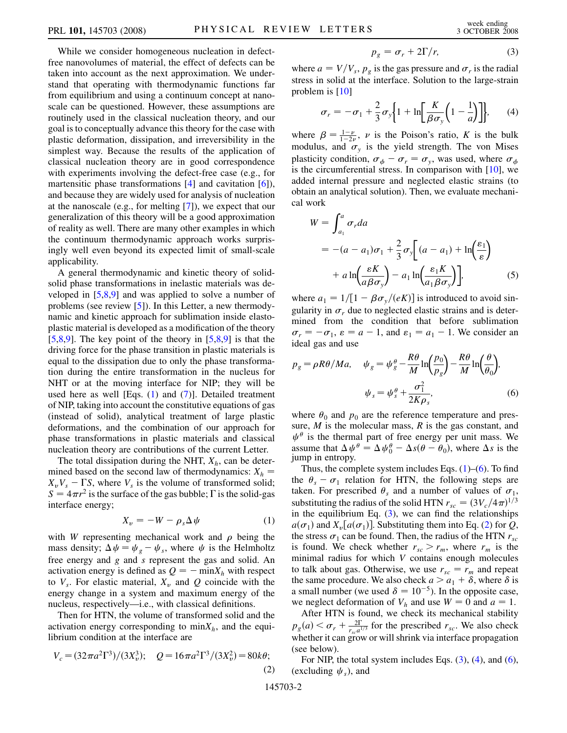While we consider homogeneous nucleation in defect-free nanovolumes of material, the effect of defects can be taken into account as the next approximation. We understand that operating with thermodynamic functions far from equilibrium and using a continuum concept at nanoscale can be questioned. However, these assumptions are routinely used in the classical nucleation theory, and our goal is to conceptually advance this theory for the case with plastic deformation, dissipation, and irreversibility in the simplest way. Because the results of the application of classical nucleation theory are in good correspondence with experiments involving the defect-free case (e.g., for martensitic phase transformations [4] and cavitation [6]), and because they are widely used for analysis of nucleation at the nanoscale (e.g., for melting [7]), we expect that our generalization of this theory will be a good approximation of reality as well. There are many other examples in which the continuum thermodynamic approach works surprisingly well even beyond its expected limit of small-scale applicability.

A general thermodynamic and kinetic theory of solid-solid phase transformations in inelastic materials was developed in [5,8,9] and was applied to solve a number of problems (see review [5]). In this Letter, a new thermodynamic and kinetic approach for sublimation inside elastoplastic material is developed as a modification of the theory [5,8,9]. The key point of the theory in [5,8,9] is that the driving force for the phase transition in plastic materials is equal to the dissipation due to only the phase transformation during the entire transformation in the nucleus for NHT or at the moving interface for NIP; they will be used here as well [Eqs. (1) and (7)]. Detailed treatment of NIP, taking into account the constitutive equations of gas (instead of solid), analytical treatment of large plastic deformations, and the combination of our approach for phase transformations in plastic materials and classical nucleation theory are contributions of the current Letter.

The total dissipation during the NHT, $X_h$, can be determined based on the second law of thermodynamics: $X_h = X_v V_s - \Gamma S$, where $V_s$ is the volume of transformed solid; $S = 4\pi r^2$ is the surface of the gas bubble; $\Gamma$ is the solid-gas interface energy;

$$X_v = -W - \rho_s \Delta\psi \tag{1}$$

with $W$ representing mechanical work and $\rho$ being the mass density; $\Delta\psi = \psi_g - \psi_s$, where $\psi$ is the Helmholtz free energy and $g$ and $s$ represent the gas and solid. An activation energy is defined as $Q = -\min X_h$ with respect to $V_s$. For elastic material, $X_v$ and $Q$ coincide with the energy change in a system and maximum energy of the nucleus, respectively—i.e., with classical definitions.

Then for HTN, the volume of transformed solid and the activation energy corresponding to $\min X_h$, and the equilibrium condition at the interface are

$$V_c = (32\pi a^2\Gamma^3)/(3X_v^3); \quad Q = 16\pi a^2\Gamma^3/(3X_v^2) = 80k\theta; \tag{2}$$

$$p_g = \sigma_r + 2\Gamma/r, \tag{3}$$

where $a = V/V_s$, $p_g$ is the gas pressure and $\sigma_r$ is the radial stress in solid at the interface. Solution to the large-strain problem is [10]

$$\sigma_r = -\sigma_1 + \frac{2}{3}\sigma_y\left\{1 + \ln\left[\frac{K}{\beta\sigma_y}\left(1 - \frac{1}{a}\right)\right]\right\}, \tag{4}$$

where $\beta = \frac{1-\nu}{1-2\nu}$, $\nu$ is the Poison's ratio, $K$ is the bulk modulus, and $\sigma_y$ is the yield strength. The von Mises plasticity condition, $\sigma_\phi - \sigma_r = \sigma_y$, was used, where $\sigma_\phi$ is the circumferential stress. In comparison with [10], we added internal pressure and neglected elastic strains (to obtain an analytical solution). Then, we evaluate mechanical work

$$\begin{aligned} W &= \int_{a_1}^{a} \sigma_r da \\ &= -(a - a_1)\sigma_1 + \frac{2}{3}\sigma_y\left[(a - a_1) + \ln\left(\frac{\varepsilon_1}{\varepsilon}\right)\right. \\ &\quad \left. + a\ln\left(\frac{\varepsilon K}{a\beta\sigma_y}\right) - a_1\ln\left(\frac{\varepsilon_1 K}{a_1\beta\sigma_y}\right)\right], \end{aligned} \tag{5}$$

where $a_1 = 1/[1 - \beta\sigma_y/(eK)]$ is introduced to avoid singularity in $\sigma_r$ due to neglected elastic strains and is determined from the condition that before sublimation $\sigma_r = -\sigma_1$, $\varepsilon = a - 1$, and $\varepsilon_1 = a_1 - 1$. We consider an ideal gas and use

$$p_g = \rho R\theta/Ma, \quad \psi_g = \psi_g^\theta - \frac{R\theta}{M}\ln\left(\frac{p_0}{p_g}\right) - \frac{R\theta}{M}\ln\left(\frac{\theta}{\theta_0}\right),$$
$$\psi_s = \psi_s^\theta + \frac{\sigma_1^2}{2K\rho_s}, \tag{6}$$

where $\theta_0$ and $p_0$ are the reference temperature and pressure, $M$ is the molecular mass, $R$ is the gas constant, and $\psi^\theta$ is the thermal part of free energy per unit mass. We assume that $\Delta\psi^\theta = \Delta\psi_0^\theta - \Delta s(\theta - \theta_0)$, where $\Delta s$ is the jump in entropy.

Thus, the complete system includes Eqs. (1)–(6). To find the $\theta_s - \sigma_1$ relation for HTN, the following steps are taken. For prescribed $\theta_s$ and a number of values of $\sigma_1$, substituting the radius of the solid HTN $r_{sc} = (3V_c/4\pi)^{1/3}$ in the equilibrium Eq. (3), we can find the relationships $a(\sigma_1)$ and $X_v[a(\sigma_1)]$. Substituting them into Eq. (2) for $Q$, the stress $\sigma_1$ can be found. Then, the radius of the HTN $r_{sc}$ is found. We check whether $r_{sc} > r_m$, where $r_m$ is the minimal radius for which $V$ contains enough molecules to talk about gas. Otherwise, we use $r_{sc} = r_m$ and repeat the same procedure. We also check $a > a_1 + \delta$, where $\delta$ is a small number (we used $\delta = 10^{-5}$). In the opposite case, we neglect deformation of $V_h$ and use $W = 0$ and $a = 1$.

After HTN is found, we check its mechanical stability $p_g(a) < \sigma_r + \frac{2\Gamma}{r_{sc}a^{1/3}}$ for the prescribed $r_{sc}$. We also check whether it can grow or will shrink via interface propagation (see below).

For NIP, the total system includes Eqs. (3), (4), and (6), (excluding $\psi_s$), and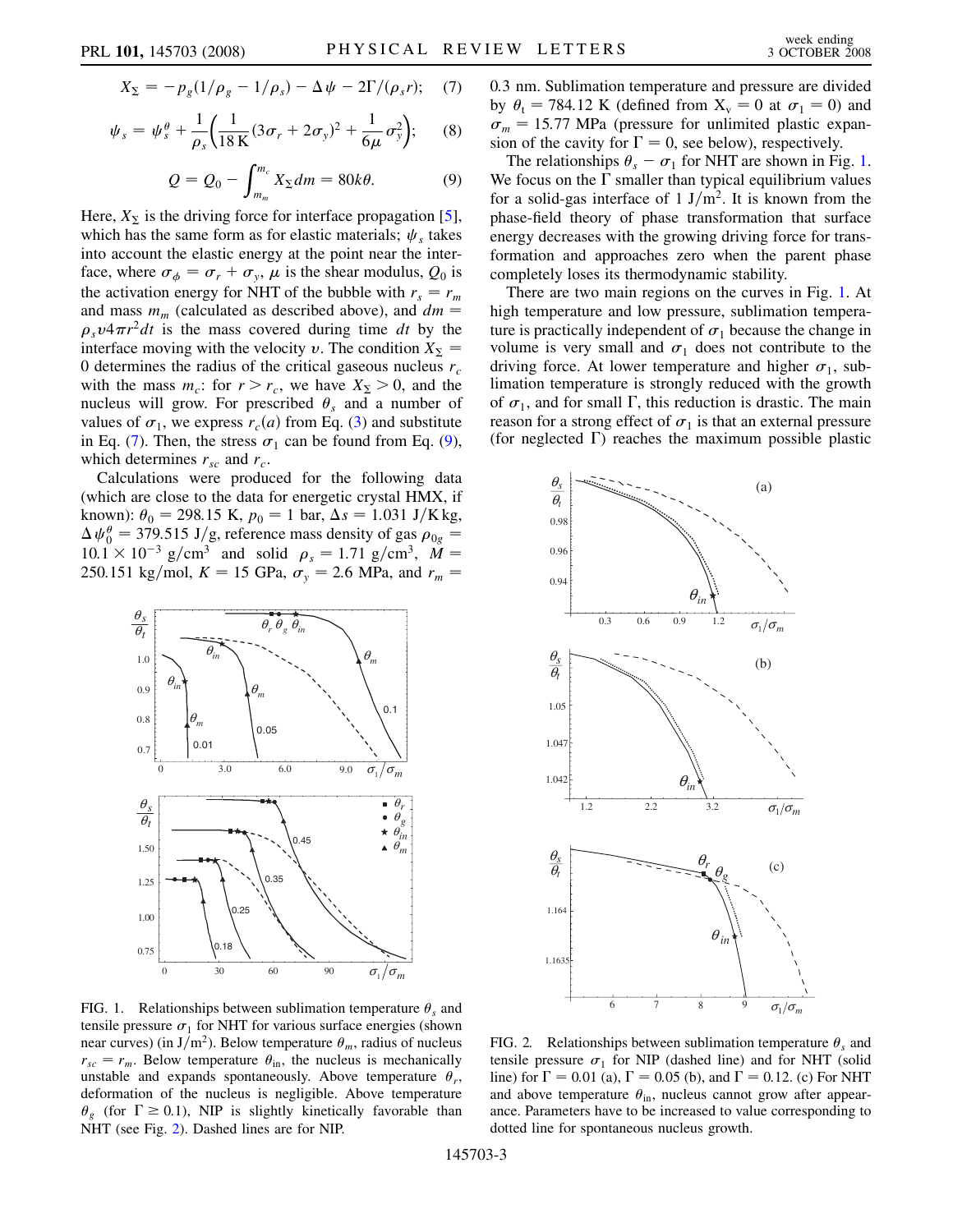$$X_\Sigma = -p_g(1/\rho_g - 1/\rho_s) - \Delta\psi - 2\Gamma/(\rho_s r); \quad (7)$$

$$\psi_s = \psi_s^\theta + \frac{1}{\rho_s}\left(\frac{1}{18\,K}(3\sigma_r + 2\sigma_y)^2 + \frac{1}{6\mu}\sigma_y^2\right); \quad (8)$$

$$Q = Q_0 - \int_{m_m}^{m_c} X_\Sigma dm = 80k\theta. \quad (9)$$

Here, $X_\Sigma$ is the driving force for interface propagation [5], which has the same form as for elastic materials; $\psi_s$ takes into account the elastic energy at the point near the interface, where $\sigma_\phi = \sigma_r + \sigma_y$, $\mu$ is the shear modulus, $Q_0$ is the activation energy for NHT of the bubble with $r_s = r_m$ and mass $m_m$ (calculated as described above), and $dm = \rho_s v 4\pi r^2 dt$ is the mass covered during time $dt$ by the interface moving with the velocity $v$. The condition $X_\Sigma = 0$ determines the radius of the critical gaseous nucleus $r_c$ with the mass $m_c$: for $r > r_c$, we have $X_\Sigma > 0$, and the nucleus will grow. For prescribed $\theta_s$ and a number of values of $\sigma_1$, we express $r_c(a)$ from Eq. (3) and substitute in Eq. (7). Then, the stress $\sigma_1$ can be found from Eq. (9), which determines $r_{sc}$ and $r_c$.

Calculations were produced for the following data (which are close to the data for energetic crystal HMX, if known): $\theta_0 = 298.15$ K, $p_0 = 1$ bar, $\Delta s = 1.031$ J/K kg, $\Delta\psi_0^\theta = 379.515$ J/g, reference mass density of gas $\rho_{0g} = 10.1 \times 10^{-3}$ g/cm$^3$ and solid $\rho_s = 1.71$ g/cm$^3$, $M = 250.151$ kg/mol, $K = 15$ GPa, $\sigma_y = 2.6$ MPa, and $r_m = 0.3$ nm. Sublimation temperature and pressure are divided by $\theta_t = 784.12$ K (defined from $X_v = 0$ at $\sigma_1 = 0$) and $\sigma_m = 15.77$ MPa (pressure for unlimited plastic expansion of the cavity for $\Gamma = 0$, see below), respectively.

FIG. 1. Relationships between sublimation temperature $\theta_s$ and tensile pressure $\sigma_1$ for NHT for various surface energies (shown near curves) (in J/m$^2$). Below temperature $\theta_m$, radius of nucleus $r_{sc} = r_m$. Below temperature $\theta_{in}$, the nucleus is mechanically unstable and expands spontaneously. Above temperature $\theta_r$, deformation of the nucleus is negligible. Above temperature $\theta_g$ (for $\Gamma \geq 0.1$), NIP is slightly kinetically favorable than NHT (see Fig. 2). Dashed lines are for NIP.

The relationships $\theta_s - \sigma_1$ for NHT are shown in Fig. 1. We focus on the $\Gamma$ smaller than typical equilibrium values for a solid-gas interface of 1 J/m$^2$. It is known from the phase-field theory of phase transformation that surface energy decreases with the growing driving force for transformation and approaches zero when the parent phase completely loses its thermodynamic stability.

There are two main regions on the curves in Fig. 1. At high temperature and low pressure, sublimation temperature is practically independent of $\sigma_1$ because the change in volume is very small and $\sigma_1$ does not contribute to the driving force. At lower temperature and higher $\sigma_1$, sublimation temperature is strongly reduced with the growth of $\sigma_1$, and for small $\Gamma$, this reduction is drastic. The main reason for a strong effect of $\sigma_1$ is that an external pressure (for neglected $\Gamma$) reaches the maximum possible plastic

FIG. 2. Relationships between sublimation temperature $\theta_s$ and tensile pressure $\sigma_1$ for NIP (dashed line) and for NHT (solid line) for $\Gamma = 0.01$ (a), $\Gamma = 0.05$ (b), and $\Gamma = 0.12$. (c) For NHT and above temperature $\theta_{in}$, nucleus cannot grow after appearance. Parameters have to be increased to value corresponding to dotted line for spontaneous nucleus growth.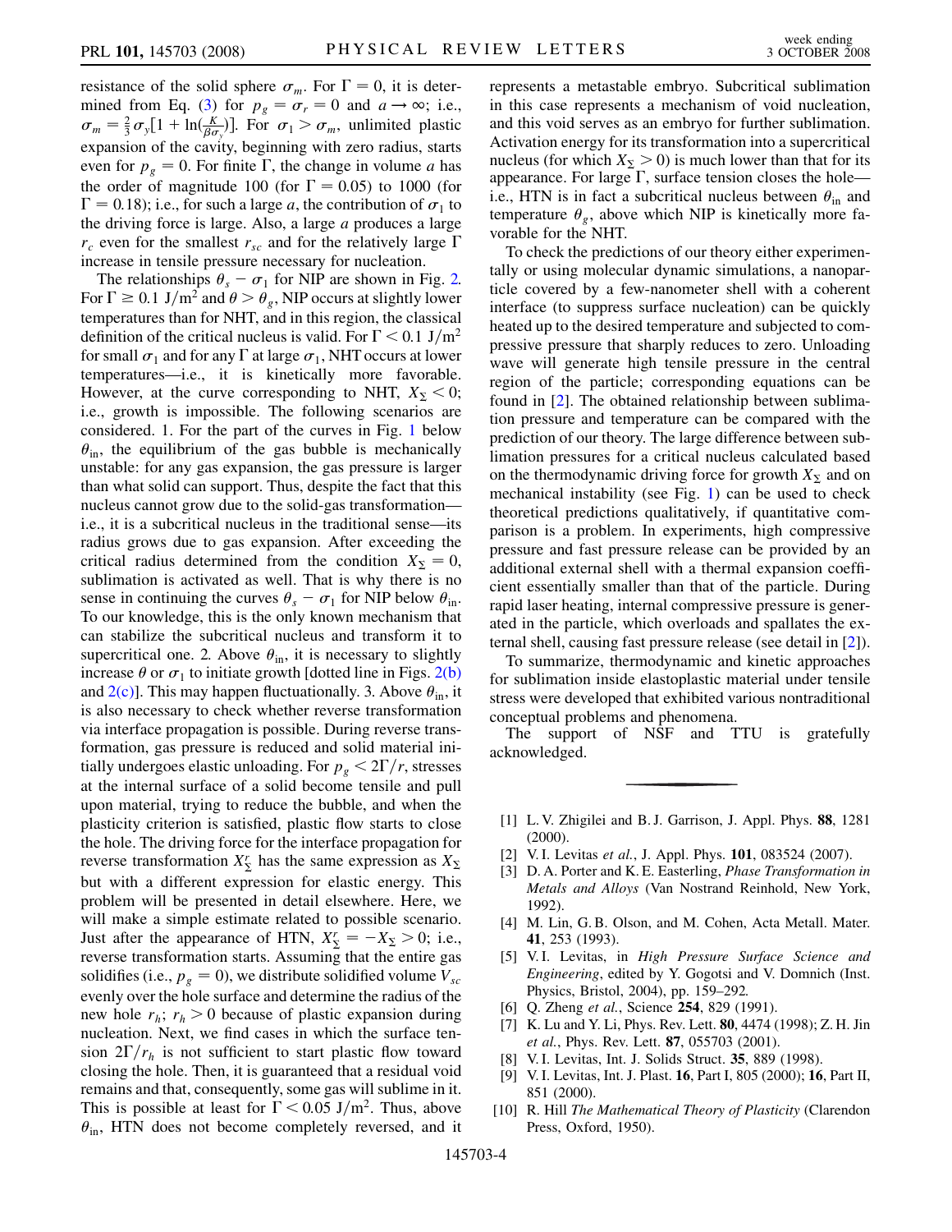resistance of the solid sphere $\sigma_m$. For $\Gamma = 0$, it is determined from Eq. (3) for $p_g = \sigma_r = 0$ and $a \to \infty$; i.e., $\sigma_m = \frac{2}{3}\sigma_y[1 + \ln(\frac{K}{\beta\sigma_y})]$. For $\sigma_1 > \sigma_m$, unlimited plastic expansion of the cavity, beginning with zero radius, starts even for $p_g = 0$. For finite $\Gamma$, the change in volume $a$ has the order of magnitude 100 (for $\Gamma = 0.05$) to 1000 (for $\Gamma = 0.18$); i.e., for such a large $a$, the contribution of $\sigma_1$ to the driving force is large. Also, a large $a$ produces a large $r_c$ even for the smallest $r_{sc}$ and for the relatively large $\Gamma$ increase in tensile pressure necessary for nucleation.

The relationships $\theta_s - \sigma_1$ for NIP are shown in Fig. 2. For $\Gamma \geq 0.1$ J/m$^2$ and $\theta > \theta_g$, NIP occurs at slightly lower temperatures than for NHT, and in this region, the classical definition of the critical nucleus is valid. For $\Gamma < 0.1$ J/m$^2$ for small $\sigma_1$ and for any $\Gamma$ at large $\sigma_1$, NHT occurs at lower temperatures—i.e., it is kinetically more favorable. However, at the curve corresponding to NHT, $X_\Sigma < 0$; i.e., growth is impossible. The following scenarios are considered. 1. For the part of the curves in Fig. 1 below $\theta_{in}$, the equilibrium of the gas bubble is mechanically unstable: for any gas expansion, the gas pressure is larger than what solid can support. Thus, despite the fact that this nucleus cannot grow due to the solid-gas transformation—i.e., it is a subcritical nucleus in the traditional sense—its radius grows due to gas expansion. After exceeding the critical radius determined from the condition $X_\Sigma = 0$, sublimation is activated as well. That is why there is no sense in continuing the curves $\theta_s - \sigma_1$ for NIP below $\theta_{in}$. To our knowledge, this is the only known mechanism that can stabilize the subcritical nucleus and transform it to supercritical one. 2. Above $\theta_{in}$, it is necessary to slightly increase $\theta$ or $\sigma_1$ to initiate growth [dotted line in Figs. 2(b) and 2(c)]. This may happen fluctuationally. 3. Above $\theta_{in}$, it is also necessary to check whether reverse transformation via interface propagation is possible. During reverse transformation, gas pressure is reduced and solid material initially undergoes elastic unloading. For $p_g < 2\Gamma/r$, stresses at the internal surface of a solid become tensile and pull upon material, trying to reduce the bubble, and when the plasticity criterion is satisfied, plastic flow starts to close the hole. The driving force for the interface propagation for reverse transformation $X^r_\Sigma$ has the same expression as $X_\Sigma$ but with a different expression for elastic energy. This problem will be presented in detail elsewhere. Here, we will make a simple estimate related to possible scenario. Just after the appearance of HTN, $X^r_\Sigma = -X_\Sigma > 0$; i.e., reverse transformation starts. Assuming that the entire gas solidifies (i.e., $p_g = 0$), we distribute solidified volume $V_{sc}$ evenly over the hole surface and determine the radius of the new hole $r_h$; $r_h > 0$ because of plastic expansion during nucleation. Next, we find cases in which the surface tension $2\Gamma/r_h$ is not sufficient to start plastic flow toward closing the hole. Then, it is guaranteed that a residual void remains and that, consequently, some gas will sublime in it. This is possible at least for $\Gamma < 0.05$ J/m$^2$. Thus, above $\theta_{in}$, HTN does not become completely reversed, and it represents a metastable embryo. Subcritical sublimation in this case represents a mechanism of void nucleation, and this void serves as an embryo for further sublimation. Activation energy for its transformation into a supercritical nucleus (for which $X_\Sigma > 0$) is much lower than that for its appearance. For large $\Gamma$, surface tension closes the hole—i.e., HTN is in fact a subcritical nucleus between $\theta_{in}$ and temperature $\theta_g$, above which NIP is kinetically more favorable for the NHT.

To check the predictions of our theory either experimentally or using molecular dynamic simulations, a nanoparticle covered by a few-nanometer shell with a coherent interface (to suppress surface nucleation) can be quickly heated up to the desired temperature and subjected to compressive pressure that sharply reduces to zero. Unloading wave will generate high tensile pressure in the central region of the particle; corresponding equations can be found in [2]. The obtained relationship between sublimation pressure and temperature can be compared with the prediction of our theory. The large difference between sublimation pressures for a critical nucleus calculated based on the thermodynamic driving force for growth $X_\Sigma$ and on mechanical instability (see Fig. 1) can be used to check theoretical predictions qualitatively, if quantitative comparison is a problem. In experiments, high compressive pressure and fast pressure release can be provided by an additional external shell with a thermal expansion coefficient essentially smaller than that of the particle. During rapid laser heating, internal compressive pressure is generated in the particle, which overloads and spallates the external shell, causing fast pressure release (see detail in [2]).

To summarize, thermodynamic and kinetic approaches for sublimation inside elastoplastic material under tensile stress were developed that exhibited various nontraditional conceptual problems and phenomena.

The support of NSF and TTU is gratefully acknowledged.

---

[1] L. V. Zhigilei and B. J. Garrison, J. Appl. Phys. **88**, 1281 (2000).

[2] V. I. Levitas *et al.*, J. Appl. Phys. **101**, 083524 (2007).

[3] D. A. Porter and K. E. Easterling, *Phase Transformation in Metals and Alloys* (Van Nostrand Reinhold, New York, 1992).

[4] M. Lin, G. B. Olson, and M. Cohen, Acta Metall. Mater. **41**, 253 (1993).

[5] V. I. Levitas, in *High Pressure Surface Science and Engineering*, edited by Y. Gogotsi and V. Domnich (Inst. Physics, Bristol, 2004), pp. 159–292.

[6] Q. Zheng *et al.*, Science **254**, 829 (1991).

[7] K. Lu and Y. Li, Phys. Rev. Lett. **80**, 4474 (1998); Z. H. Jin *et al.*, Phys. Rev. Lett. **87**, 055703 (2001).

[8] V. I. Levitas, Int. J. Solids Struct. **35**, 889 (1998).

[9] V. I. Levitas, Int. J. Plast. **16**, Part I, 805 (2000); **16**, Part II, 851 (2000).

[10] R. Hill *The Mathematical Theory of Plasticity* (Clarendon Press, Oxford, 1950).